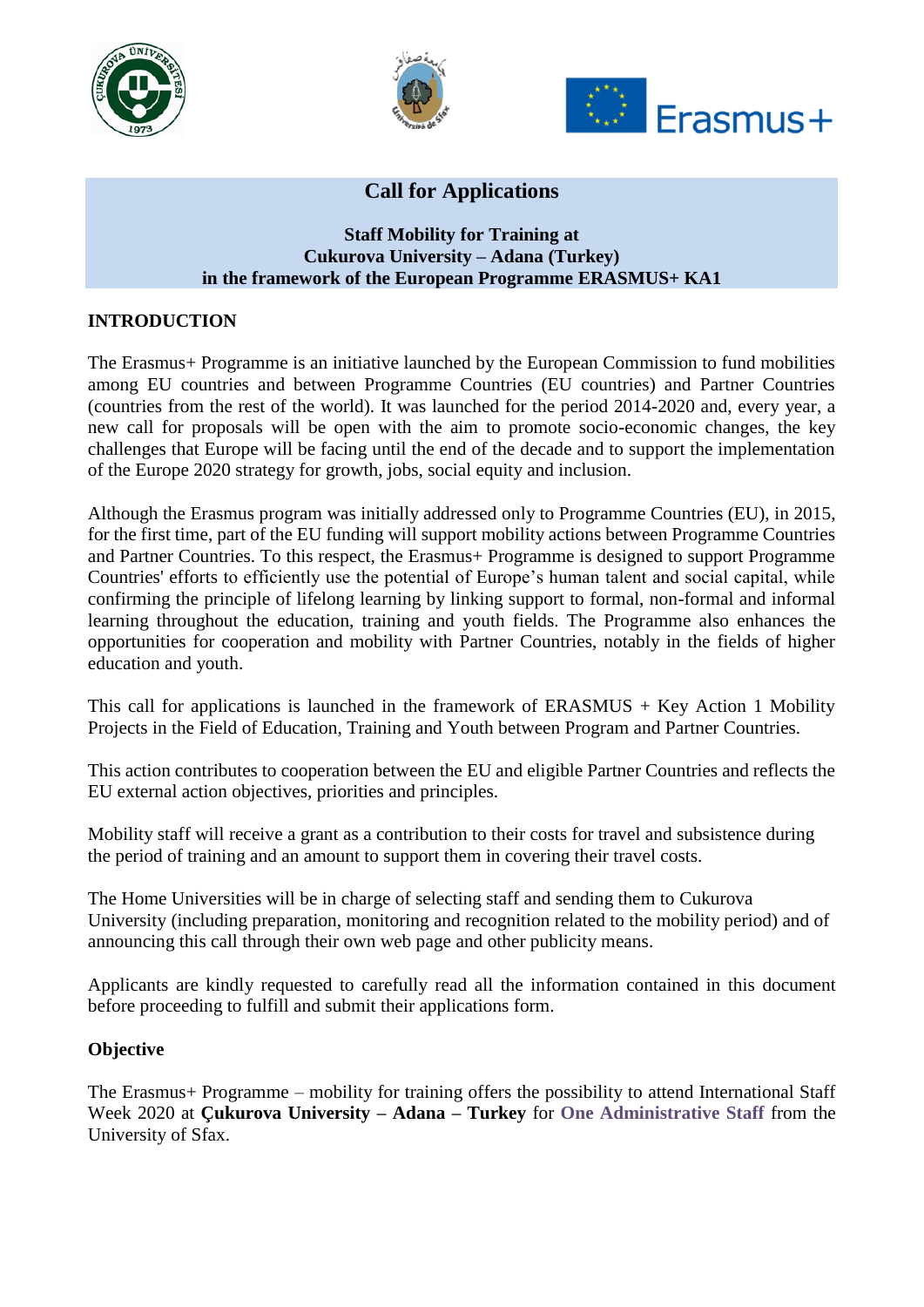# Call for Applications

**Staff Mobility for Training at**
**Cukurova University – Adana (Turkey)**
**in the framework of the European Programme ERASMUS+ KA1**

## INTRODUCTION

The Erasmus+ Programme is an initiative launched by the European Commission to fund mobilities among EU countries and between Programme Countries (EU countries) and Partner Countries (countries from the rest of the world). It was launched for the period 2014-2020 and, every year, a new call for proposals will be open with the aim to promote socio-economic changes, the key challenges that Europe will be facing until the end of the decade and to support the implementation of the Europe 2020 strategy for growth, jobs, social equity and inclusion.

Although the Erasmus program was initially addressed only to Programme Countries (EU), in 2015, for the first time, part of the EU funding will support mobility actions between Programme Countries and Partner Countries. To this respect, the Erasmus+ Programme is designed to support Programme Countries' efforts to efficiently use the potential of Europe's human talent and social capital, while confirming the principle of lifelong learning by linking support to formal, non-formal and informal learning throughout the education, training and youth fields. The Programme also enhances the opportunities for cooperation and mobility with Partner Countries, notably in the fields of higher education and youth.

This call for applications is launched in the framework of ERASMUS + Key Action 1 Mobility Projects in the Field of Education, Training and Youth between Program and Partner Countries.

This action contributes to cooperation between the EU and eligible Partner Countries and reflects the EU external action objectives, priorities and principles.

Mobility staff will receive a grant as a contribution to their costs for travel and subsistence during the period of training and an amount to support them in covering their travel costs.

The Home Universities will be in charge of selecting staff and sending them to Cukurova University (including preparation, monitoring and recognition related to the mobility period) and of announcing this call through their own web page and other publicity means.

Applicants are kindly requested to carefully read all the information contained in this document before proceeding to fulfill and submit their applications form.

### Objective

The Erasmus+ Programme – mobility for training offers the possibility to attend International Staff Week 2020 at **Çukurova University – Adana – Turkey** for **One Administrative Staff** from the University of Sfax.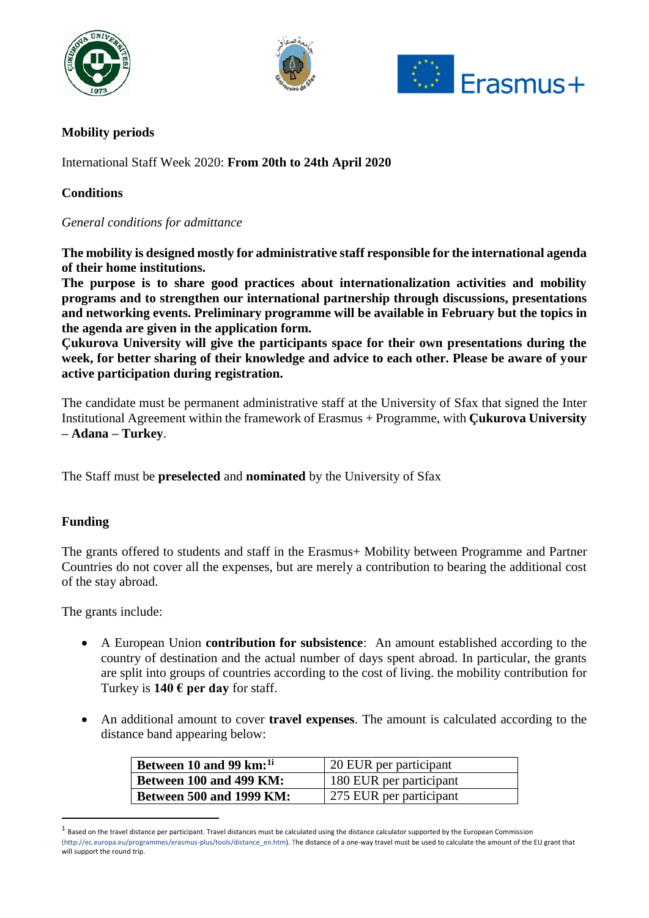**Mobility periods**

International Staff Week 2020: **From 20th to 24th April 2020**

**Conditions**

*General conditions for admittance*

**The mobility is designed mostly for administrative staff responsible for the international agenda of their home institutions.**
**The purpose is to share good practices about internationalization activities and mobility programs and to strengthen our international partnership through discussions, presentations and networking events. Preliminary programme will be available in February but the topics in the agenda are given in the application form.**
**Çukurova University will give the participants space for their own presentations during the week, for better sharing of their knowledge and advice to each other. Please be aware of your active participation during registration.**

The candidate must be permanent administrative staff at the University of Sfax that signed the Inter Institutional Agreement within the framework of Erasmus + Programme, with **Çukurova University – Adana – Turkey**.

The Staff must be **preselected** and **nominated** by the University of Sfax

**Funding**

The grants offered to students and staff in the Erasmus+ Mobility between Programme and Partner Countries do not cover all the expenses, but are merely a contribution to bearing the additional cost of the stay abroad.

The grants include:

- A European Union **contribution for subsistence**: An amount established according to the country of destination and the actual number of days spent abroad. In particular, the grants are split into groups of countries according to the cost of living. the mobility contribution for Turkey is **140 € per day** for staff.

- An additional amount to cover **travel expenses**. The amount is calculated according to the distance band appearing below:

| **Between 10 and 99 km:**[1i] | 20 EUR per participant |
|---|---|
| **Between 100 and 499 KM:** | 180 EUR per participant |
| **Between 500 and 1999 KM:** | 275 EUR per participant |

[1] Based on the travel distance per participant. Travel distances must be calculated using the distance calculator supported by the European Commission (http://ec.europa.eu/programmes/erasmus-plus/tools/distance_en.htm). The distance of a one-way travel must be used to calculate the amount of the EU grant that will support the round trip.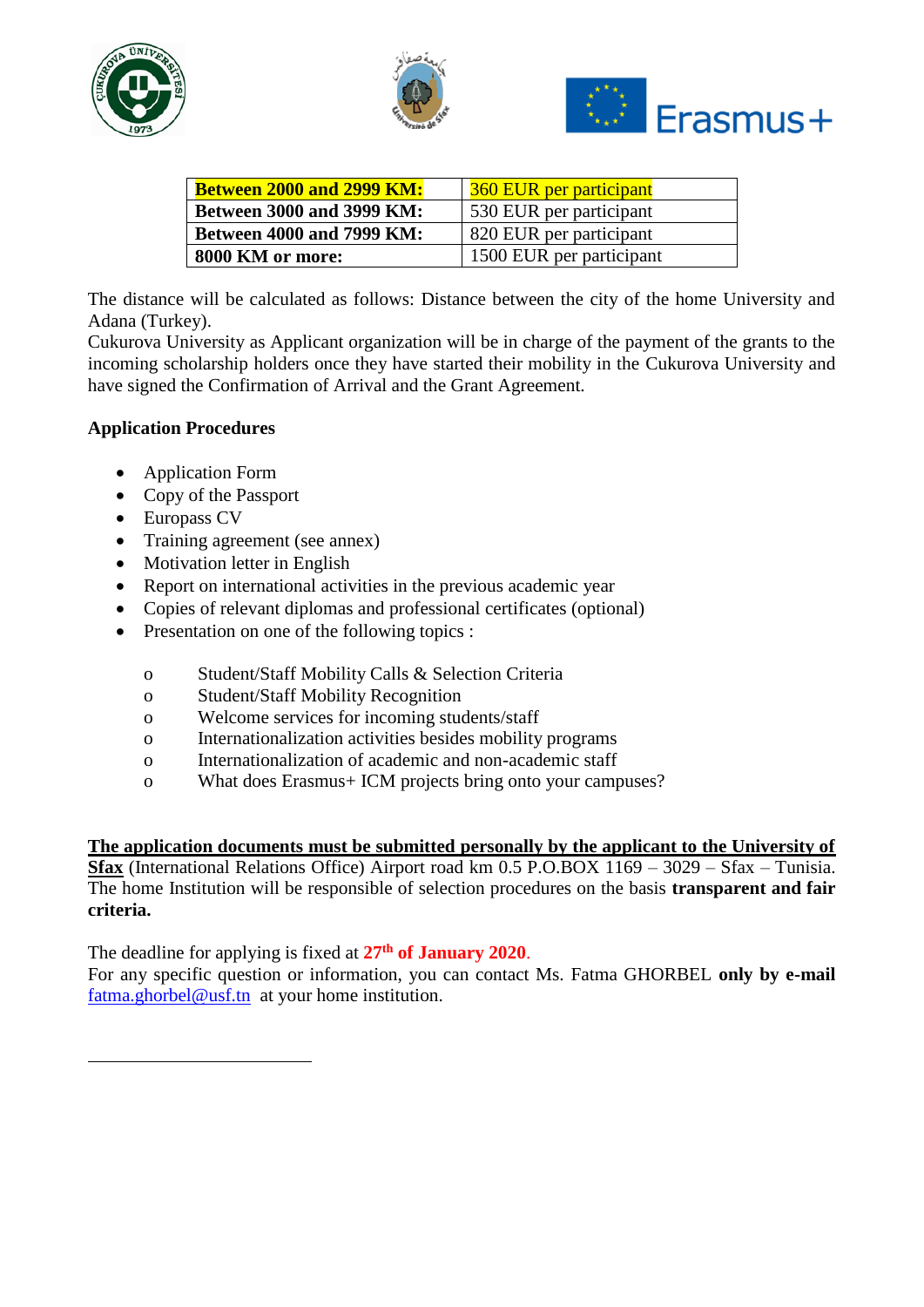| | |
|---|---|
| **Between 2000 and 2999 KM:** | 360 EUR per participant |
| **Between 3000 and 3999 KM:** | 530 EUR per participant |
| **Between 4000 and 7999 KM:** | 820 EUR per participant |
| **8000 KM or more:** | 1500 EUR per participant |

The distance will be calculated as follows: Distance between the city of the home University and Adana (Turkey).
Cukurova University as Applicant organization will be in charge of the payment of the grants to the incoming scholarship holders once they have started their mobility in the Cukurova University and have signed the Confirmation of Arrival and the Grant Agreement.

**Application Procedures**

- Application Form
- Copy of the Passport
- Europass CV
- Training agreement (see annex)
- Motivation letter in English
- Report on international activities in the previous academic year
- Copies of relevant diplomas and professional certificates (optional)
- Presentation on one of the following topics :
  - Student/Staff Mobility Calls & Selection Criteria
  - Student/Staff Mobility Recognition
  - Welcome services for incoming students/staff
  - Internationalization activities besides mobility programs
  - Internationalization of academic and non-academic staff
  - What does Erasmus+ ICM projects bring onto your campuses?

**The application documents must be submitted personally by the applicant to the University of Sfax** (International Relations Office) Airport road km 0.5 P.O.BOX 1169 – 3029 – Sfax – Tunisia. The home Institution will be responsible of selection procedures on the basis **transparent and fair criteria.**

The deadline for applying is fixed at **27th of January 2020**.
For any specific question or information, you can contact Ms. Fatma GHORBEL **only by e-mail** fatma.ghorbel@usf.tn at your home institution.